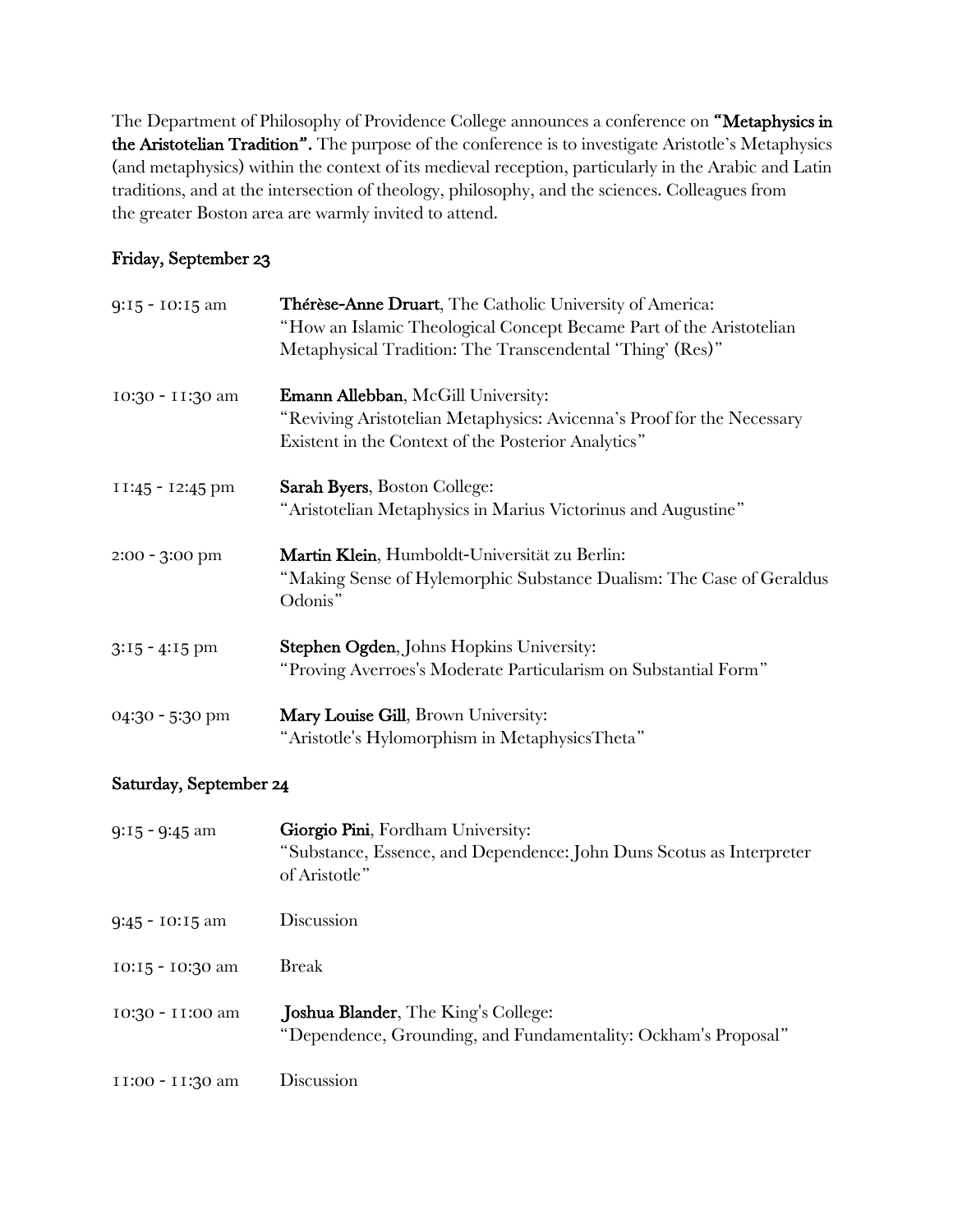The Department of Philosophy of Providence College announces a conference on **"Metaphysics in the Aristotelian Tradition".** The purpose of the conference is to investigate Aristotle's Metaphysics (and metaphysics) within the context of its medieval reception, particularly in the Arabic and Latin traditions, and at the intersection of theology, philosophy, and the sciences. Colleagues from the greater Boston area are warmly invited to attend.

## Friday, September 23

| | |
|---|---|
| 9:15 - 10:15 am | **Thérèse-Anne Druart**, The Catholic University of America: "How an Islamic Theological Concept Became Part of the Aristotelian Metaphysical Tradition: The Transcendental 'Thing' (Res)" |
| 10:30 - 11:30 am | **Emann Allebban**, McGill University: "Reviving Aristotelian Metaphysics: Avicenna's Proof for the Necessary Existent in the Context of the Posterior Analytics" |
| 11:45 - 12:45 pm | **Sarah Byers**, Boston College: "Aristotelian Metaphysics in Marius Victorinus and Augustine" |
| 2:00 - 3:00 pm | **Martin Klein**, Humboldt-Universität zu Berlin: "Making Sense of Hylemorphic Substance Dualism: The Case of Geraldus Odonis" |
| 3:15 - 4:15 pm | **Stephen Ogden**, Johns Hopkins University: "Proving Averroes's Moderate Particularism on Substantial Form" |
| 04:30 - 5:30 pm | **Mary Louise Gill**, Brown University: "Aristotle's Hylomorphism in MetaphysicsTheta" |

## Saturday, September 24

| | |
|---|---|
| 9:15 - 9:45 am | **Giorgio Pini**, Fordham University: "Substance, Essence, and Dependence: John Duns Scotus as Interpreter of Aristotle" |
| 9:45 - 10:15 am | Discussion |
| 10:15 - 10:30 am | Break |
| 10:30 - 11:00 am | **Joshua Blander**, The King's College: "Dependence, Grounding, and Fundamentality: Ockham's Proposal" |
| 11:00 - 11:30 am | Discussion |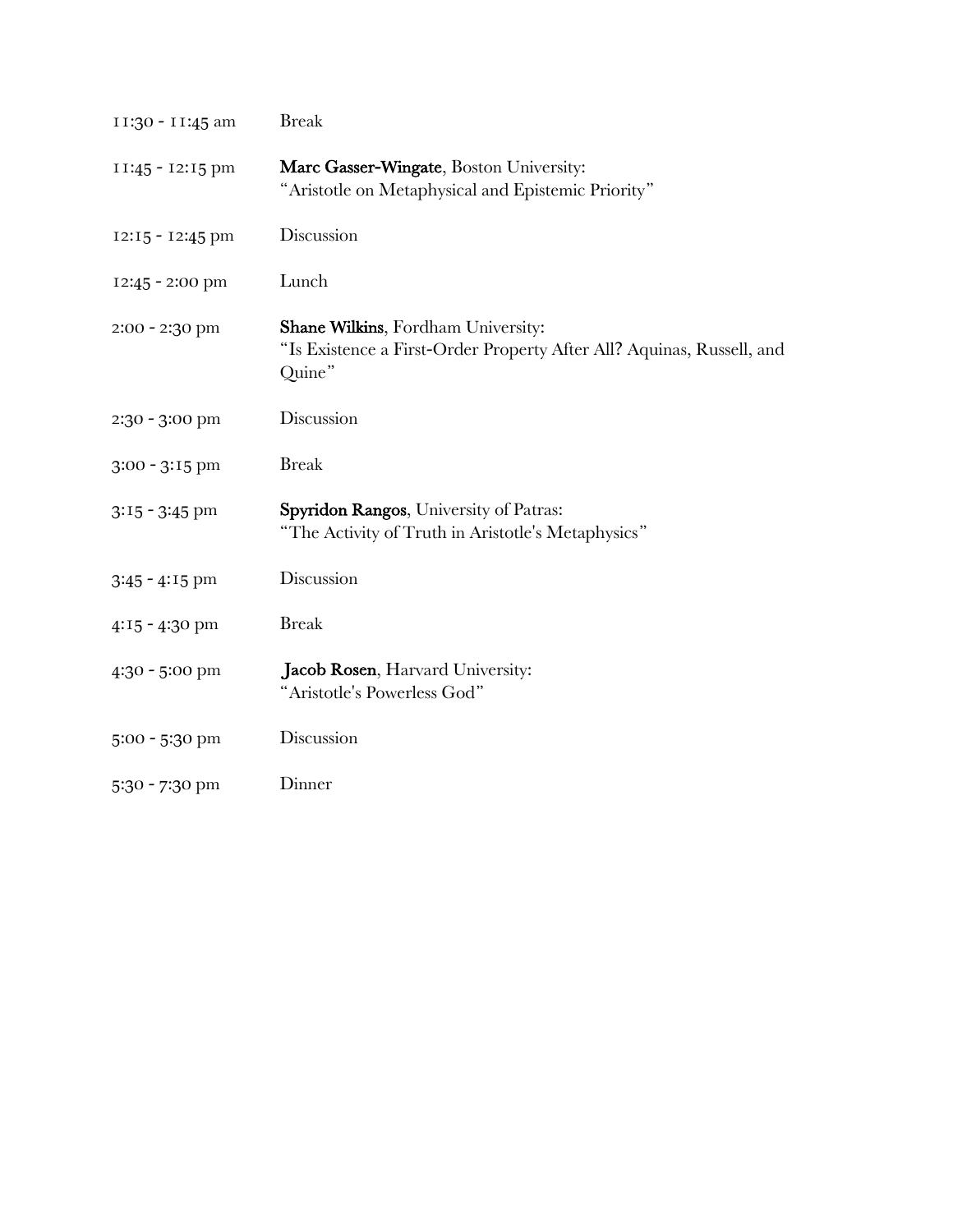| | |
|---|---|
| 11:30 - 11:45 am | Break |
| 11:45 - 12:15 pm | **Marc Gasser-Wingate**, Boston University: "Aristotle on Metaphysical and Epistemic Priority" |
| 12:15 - 12:45 pm | Discussion |
| 12:45 - 2:00 pm | Lunch |
| 2:00 - 2:30 pm | **Shane Wilkins**, Fordham University: "Is Existence a First-Order Property After All? Aquinas, Russell, and Quine" |
| 2:30 - 3:00 pm | Discussion |
| 3:00 - 3:15 pm | Break |
| 3:15 - 3:45 pm | **Spyridon Rangos**, University of Patras: "The Activity of Truth in Aristotle's Metaphysics" |
| 3:45 - 4:15 pm | Discussion |
| 4:15 - 4:30 pm | Break |
| 4:30 - 5:00 pm | **Jacob Rosen**, Harvard University: "Aristotle's Powerless God" |
| 5:00 - 5:30 pm | Discussion |
| 5:30 - 7:30 pm | Dinner |